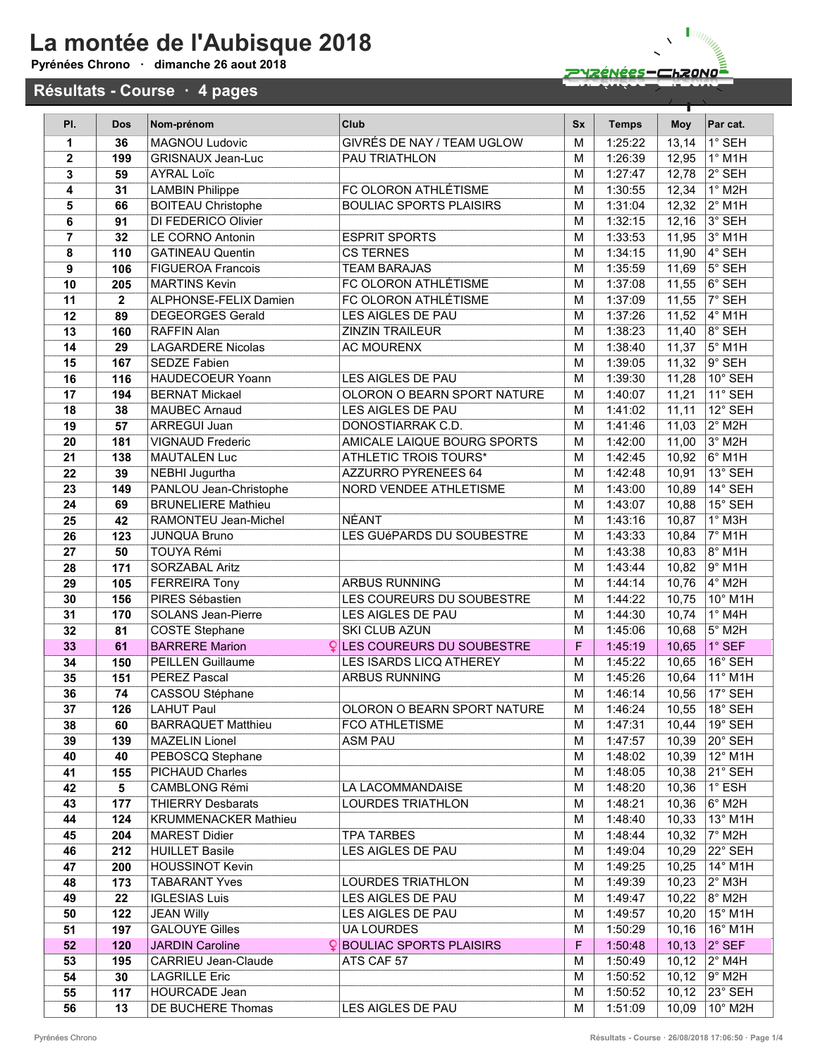# La montée de l'Aubisque 2018

**Pyrénées Chrono · dimanche 26 aout 2018**

## Résultats - Course · 4 pages

| Pl. | Dos | Nom-prénom | Club | Sx | Temps | Moy | Par cat. |
|---|---|---|---|---|---|---|---|
| 1 | 36 | MAGNOU Ludovic | GIVRÉS DE NAY / TEAM UGLOW | M | 1:25:22 | 13,14 | 1° SEH |
| 2 | 199 | GRISNAUX Jean-Luc | PAU TRIATHLON | M | 1:26:39 | 12,95 | 1° M1H |
| 3 | 59 | AYRAL Loïc | | M | 1:27:47 | 12,78 | 2° SEH |
| 4 | 31 | LAMBIN Philippe | FC OLORON ATHLÉTISME | M | 1:30:55 | 12,34 | 1° M2H |
| 5 | 66 | BOITEAU Christophe | BOULIAC SPORTS PLAISIRS | M | 1:31:04 | 12,32 | 2° M1H |
| 6 | 91 | DI FEDERICO Olivier | | M | 1:32:15 | 12,16 | 3° SEH |
| 7 | 32 | LE CORNO Antonin | ESPRIT SPORTS | M | 1:33:53 | 11,95 | 3° M1H |
| 8 | 110 | GATINEAU Quentin | CS TERNES | M | 1:34:15 | 11,90 | 4° SEH |
| 9 | 106 | FIGUEROA Francois | TEAM BARAJAS | M | 1:35:59 | 11,69 | 5° SEH |
| 10 | 205 | MARTINS Kevin | FC OLORON ATHLÉTISME | M | 1:37:08 | 11,55 | 6° SEH |
| 11 | 2 | ALPHONSE-FELIX Damien | FC OLORON ATHLÉTISME | M | 1:37:09 | 11,55 | 7° SEH |
| 12 | 89 | DEGEORGES Gerald | LES AIGLES DE PAU | M | 1:37:26 | 11,52 | 4° M1H |
| 13 | 160 | RAFFIN Alan | ZINZIN TRAILEUR | M | 1:38:23 | 11,40 | 8° SEH |
| 14 | 29 | LAGARDERE Nicolas | AC MOURENX | M | 1:38:40 | 11,37 | 5° M1H |
| 15 | 167 | SEDZE Fabien | | M | 1:39:05 | 11,32 | 9° SEH |
| 16 | 116 | HAUDECOEUR Yoann | LES AIGLES DE PAU | M | 1:39:30 | 11,28 | 10° SEH |
| 17 | 194 | BERNAT Mickael | OLORON O BEARN SPORT NATURE | M | 1:40:07 | 11,21 | 11° SEH |
| 18 | 38 | MAUBEC Arnaud | LES AIGLES DE PAU | M | 1:41:02 | 11,11 | 12° SEH |
| 19 | 57 | ARREGUI Juan | DONOSTIARRAK C.D. | M | 1:41:46 | 11,03 | 2° M2H |
| 20 | 181 | VIGNAUD Frederic | AMICALE LAIQUE BOURG SPORTS | M | 1:42:00 | 11,00 | 3° M2H |
| 21 | 138 | MAUTALEN Luc | ATHLETIC TROIS TOURS* | M | 1:42:45 | 10,92 | 6° M1H |
| 22 | 39 | NEBHI Jugurtha | AZZURRO PYRENEES 64 | M | 1:42:48 | 10,91 | 13° SEH |
| 23 | 149 | PANLOU Jean-Christophe | NORD VENDEE ATHLETISME | M | 1:43:00 | 10,89 | 14° SEH |
| 24 | 69 | BRUNELIERE Mathieu | | M | 1:43:07 | 10,88 | 15° SEH |
| 25 | 42 | RAMONTEU Jean-Michel | NÉANT | M | 1:43:16 | 10,87 | 1° M3H |
| 26 | 123 | JUNQUA Bruno | LES GUéPARDS DU SOUBESTRE | M | 1:43:33 | 10,84 | 7° M1H |
| 27 | 50 | TOUYA Rémi | | M | 1:43:38 | 10,83 | 8° M1H |
| 28 | 171 | SORZABAL Aritz | | M | 1:43:44 | 10,82 | 9° M1H |
| 29 | 105 | FERREIRA Tony | ARBUS RUNNING | M | 1:44:14 | 10,76 | 4° M2H |
| 30 | 156 | PIRES Sébastien | LES COUREURS DU SOUBESTRE | M | 1:44:22 | 10,75 | 10° M1H |
| 31 | 170 | SOLANS Jean-Pierre | LES AIGLES DE PAU | M | 1:44:30 | 10,74 | 1° M4H |
| 32 | 81 | COSTE Stephane | SKI CLUB AZUN | M | 1:45:06 | 10,68 | 5° M2H |
| 33 | 61 | BARRERE Marion ♀ | LES COUREURS DU SOUBESTRE | F | 1:45:19 | 10,65 | 1° SEF |
| 34 | 150 | PEILLEN Guillaume | LES ISARDS LICQ ATHEREY | M | 1:45:22 | 10,65 | 16° SEH |
| 35 | 151 | PEREZ Pascal | ARBUS RUNNING | M | 1:45:26 | 10,64 | 11° M1H |
| 36 | 74 | CASSOU Stéphane | | M | 1:46:14 | 10,56 | 17° SEH |
| 37 | 126 | LAHUT Paul | OLORON O BEARN SPORT NATURE | M | 1:46:24 | 10,55 | 18° SEH |
| 38 | 60 | BARRAQUET Matthieu | FCO ATHLETISME | M | 1:47:31 | 10,44 | 19° SEH |
| 39 | 139 | MAZELIN Lionel | ASM PAU | M | 1:47:57 | 10,39 | 20° SEH |
| 40 | 40 | PEBOSCQ Stephane | | M | 1:48:02 | 10,39 | 12° M1H |
| 41 | 155 | PICHAUD Charles | | M | 1:48:05 | 10,38 | 21° SEH |
| 42 | 5 | CAMBLONG Rémi | LA LACOMMANDAISE | M | 1:48:20 | 10,36 | 1° ESH |
| 43 | 177 | THIERRY Desbarats | LOURDES TRIATHLON | M | 1:48:21 | 10,36 | 6° M2H |
| 44 | 124 | KRUMMENACKER Mathieu | | M | 1:48:40 | 10,33 | 13° M1H |
| 45 | 204 | MAREST Didier | TPA TARBES | M | 1:48:44 | 10,32 | 7° M2H |
| 46 | 212 | HUILLET Basile | LES AIGLES DE PAU | M | 1:49:04 | 10,29 | 22° SEH |
| 47 | 200 | HOUSSINOT Kevin | | M | 1:49:25 | 10,25 | 14° M1H |
| 48 | 173 | TABARANT Yves | LOURDES TRIATHLON | M | 1:49:39 | 10,23 | 2° M3H |
| 49 | 22 | IGLESIAS Luis | LES AIGLES DE PAU | M | 1:49:47 | 10,22 | 8° M2H |
| 50 | 122 | JEAN Willy | LES AIGLES DE PAU | M | 1:49:57 | 10,20 | 15° M1H |
| 51 | 197 | GALOUYE Gilles | UA LOURDES | M | 1:50:29 | 10,16 | 16° M1H |
| 52 | 120 | JARDIN Caroline ♀ | BOULIAC SPORTS PLAISIRS | F | 1:50:48 | 10,13 | 2° SEF |
| 53 | 195 | CARRIEU Jean-Claude | ATS CAF 57 | M | 1:50:49 | 10,12 | 2° M4H |
| 54 | 30 | LAGRILLE Eric | | M | 1:50:52 | 10,12 | 9° M2H |
| 55 | 117 | HOURCADE Jean | | M | 1:50:52 | 10,12 | 23° SEH |
| 56 | 13 | DE BUCHERE Thomas | LES AIGLES DE PAU | M | 1:51:09 | 10,09 | 10° M2H |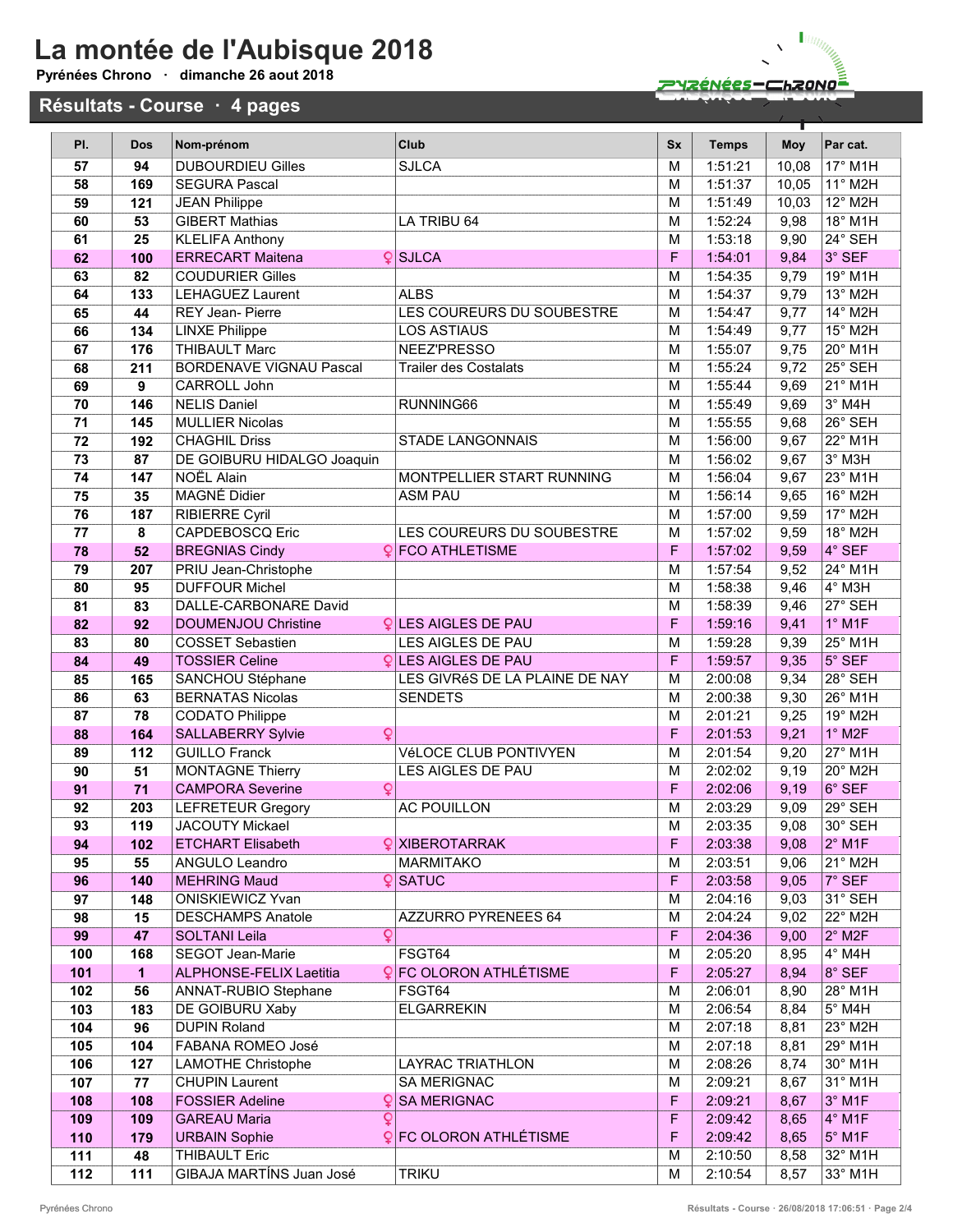# La montée de l'Aubisque 2018

**Pyrénées Chrono · dimanche 26 aout 2018**

## Résultats - Course · 4 pages

| Pl. | Dos | Nom-prénom | Club | Sx | Temps | Moy | Par cat. |
|---|---|---|---|---|---|---|---|
| 57 | 94 | DUBOURDIEU Gilles | SJLCA | M | 1:51:21 | 10,08 | 17° M1H |
| 58 | 169 | SEGURA Pascal | | M | 1:51:37 | 10,05 | 11° M2H |
| 59 | 121 | JEAN Philippe | | M | 1:51:49 | 10,03 | 12° M2H |
| 60 | 53 | GIBERT Mathias | LA TRIBU 64 | M | 1:52:24 | 9,98 | 18° M1H |
| 61 | 25 | KLELIFA Anthony | | M | 1:53:18 | 9,90 | 24° SEH |
| 62 | 100 | ERRECART Maitena ♀ | SJLCA | F | 1:54:01 | 9,84 | 3° SEF |
| 63 | 82 | COUDURIER Gilles | | M | 1:54:35 | 9,79 | 19° M1H |
| 64 | 133 | LEHAGUEZ Laurent | ALBS | M | 1:54:37 | 9,79 | 13° M2H |
| 65 | 44 | REY Jean- Pierre | LES COUREURS DU SOUBESTRE | M | 1:54:47 | 9,77 | 14° M2H |
| 66 | 134 | LINXE Philippe | LOS ASTIAUS | M | 1:54:49 | 9,77 | 15° M2H |
| 67 | 176 | THIBAULT Marc | NEEZ'PRESSO | M | 1:55:07 | 9,75 | 20° M1H |
| 68 | 211 | BORDENAVE VIGNAU Pascal | Trailer des Costalats | M | 1:55:24 | 9,72 | 25° SEH |
| 69 | 9 | CARROLL John | | M | 1:55:44 | 9,69 | 21° M1H |
| 70 | 146 | NELIS Daniel | RUNNING66 | M | 1:55:49 | 9,69 | 3° M4H |
| 71 | 145 | MULLIER Nicolas | | M | 1:55:55 | 9,68 | 26° SEH |
| 72 | 192 | CHAGHIL Driss | STADE LANGONNAIS | M | 1:56:00 | 9,67 | 22° M1H |
| 73 | 87 | DE GOIBURU HIDALGO Joaquin | | M | 1:56:02 | 9,67 | 3° M3H |
| 74 | 147 | NOËL Alain | MONTPELLIER START RUNNING | M | 1:56:04 | 9,67 | 23° M1H |
| 75 | 35 | MAGNÉ Didier | ASM PAU | M | 1:56:14 | 9,65 | 16° M2H |
| 76 | 187 | RIBIERRE Cyril | | M | 1:57:00 | 9,59 | 17° M2H |
| 77 | 8 | CAPDEBOSCQ Eric | LES COUREURS DU SOUBESTRE | M | 1:57:02 | 9,59 | 18° M2H |
| 78 | 52 | BREGNIAS Cindy ♀ | FCO ATHLETISME | F | 1:57:02 | 9,59 | 4° SEF |
| 79 | 207 | PRIU Jean-Christophe | | M | 1:57:54 | 9,52 | 24° M1H |
| 80 | 95 | DUFFOUR Michel | | M | 1:58:38 | 9,46 | 4° M3H |
| 81 | 83 | DALLE-CARBONARE David | | M | 1:58:39 | 9,46 | 27° SEH |
| 82 | 92 | DOUMENJOU Christine ♀ | LES AIGLES DE PAU | F | 1:59:16 | 9,41 | 1° M1F |
| 83 | 80 | COSSET Sebastien | LES AIGLES DE PAU | M | 1:59:28 | 9,39 | 25° M1H |
| 84 | 49 | TOSSIER Celine ♀ | LES AIGLES DE PAU | F | 1:59:57 | 9,35 | 5° SEF |
| 85 | 165 | SANCHOU Stéphane | LES GIVRéS DE LA PLAINE DE NAY | M | 2:00:08 | 9,34 | 28° SEH |
| 86 | 63 | BERNATAS Nicolas | SENDETS | M | 2:00:38 | 9,30 | 26° M1H |
| 87 | 78 | CODATO Philippe | | M | 2:01:21 | 9,25 | 19° M2H |
| 88 | 164 | SALLABERRY Sylvie ♀ | | F | 2:01:53 | 9,21 | 1° M2F |
| 89 | 112 | GUILLO Franck | VéLOCE CLUB PONTIVYEN | M | 2:01:54 | 9,20 | 27° M1H |
| 90 | 51 | MONTAGNE Thierry | LES AIGLES DE PAU | M | 2:02:02 | 9,19 | 20° M2H |
| 91 | 71 | CAMPORA Severine ♀ | | F | 2:02:06 | 9,19 | 6° SEF |
| 92 | 203 | LEFRETEUR Gregory | AC POUILLON | M | 2:03:29 | 9,09 | 29° SEH |
| 93 | 119 | JACOUTY Mickael | | M | 2:03:35 | 9,08 | 30° SEH |
| 94 | 102 | ETCHART Elisabeth ♀ | XIBEROTARRAK | F | 2:03:38 | 9,08 | 2° M1F |
| 95 | 55 | ANGULO Leandro | MARMITAKO | M | 2:03:51 | 9,06 | 21° M2H |
| 96 | 140 | MEHRING Maud ♀ | SATUC | F | 2:03:58 | 9,05 | 7° SEF |
| 97 | 148 | ONISKIEWICZ Yvan | | M | 2:04:16 | 9,03 | 31° SEH |
| 98 | 15 | DESCHAMPS Anatole | AZZURRO PYRENEES 64 | M | 2:04:24 | 9,02 | 22° M2H |
| 99 | 47 | SOLTANI Leila ♀ | | F | 2:04:36 | 9,00 | 2° M2F |
| 100 | 168 | SEGOT Jean-Marie | FSGT64 | M | 2:05:20 | 8,95 | 4° M4H |
| 101 | 1 | ALPHONSE-FELIX Laetitia ♀ | FC OLORON ATHLÉTISME | F | 2:05:27 | 8,94 | 8° SEF |
| 102 | 56 | ANNAT-RUBIO Stephane | FSGT64 | M | 2:06:01 | 8,90 | 28° M1H |
| 103 | 183 | DE GOIBURU Xaby | ELGARREKIN | M | 2:06:54 | 8,84 | 5° M4H |
| 104 | 96 | DUPIN Roland | | M | 2:07:18 | 8,81 | 23° M2H |
| 105 | 104 | FABANA ROMEO José | | M | 2:07:18 | 8,81 | 29° M1H |
| 106 | 127 | LAMOTHE Christophe | LAYRAC TRIATHLON | M | 2:08:26 | 8,74 | 30° M1H |
| 107 | 77 | CHUPIN Laurent | SA MERIGNAC | M | 2:09:21 | 8,67 | 31° M1H |
| 108 | 108 | FOSSIER Adeline ♀ | SA MERIGNAC | F | 2:09:21 | 8,67 | 3° M1F |
| 109 | 109 | GAREAU Maria ♀ | | F | 2:09:42 | 8,65 | 4° M1F |
| 110 | 179 | URBAIN Sophie ♀ | FC OLORON ATHLÉTISME | F | 2:09:42 | 8,65 | 5° M1F |
| 111 | 48 | THIBAULT Eric | | M | 2:10:50 | 8,58 | 32° M1H |
| 112 | 111 | GIBAJA MARTÍNS Juan José | TRIKU | M | 2:10:54 | 8,57 | 33° M1H |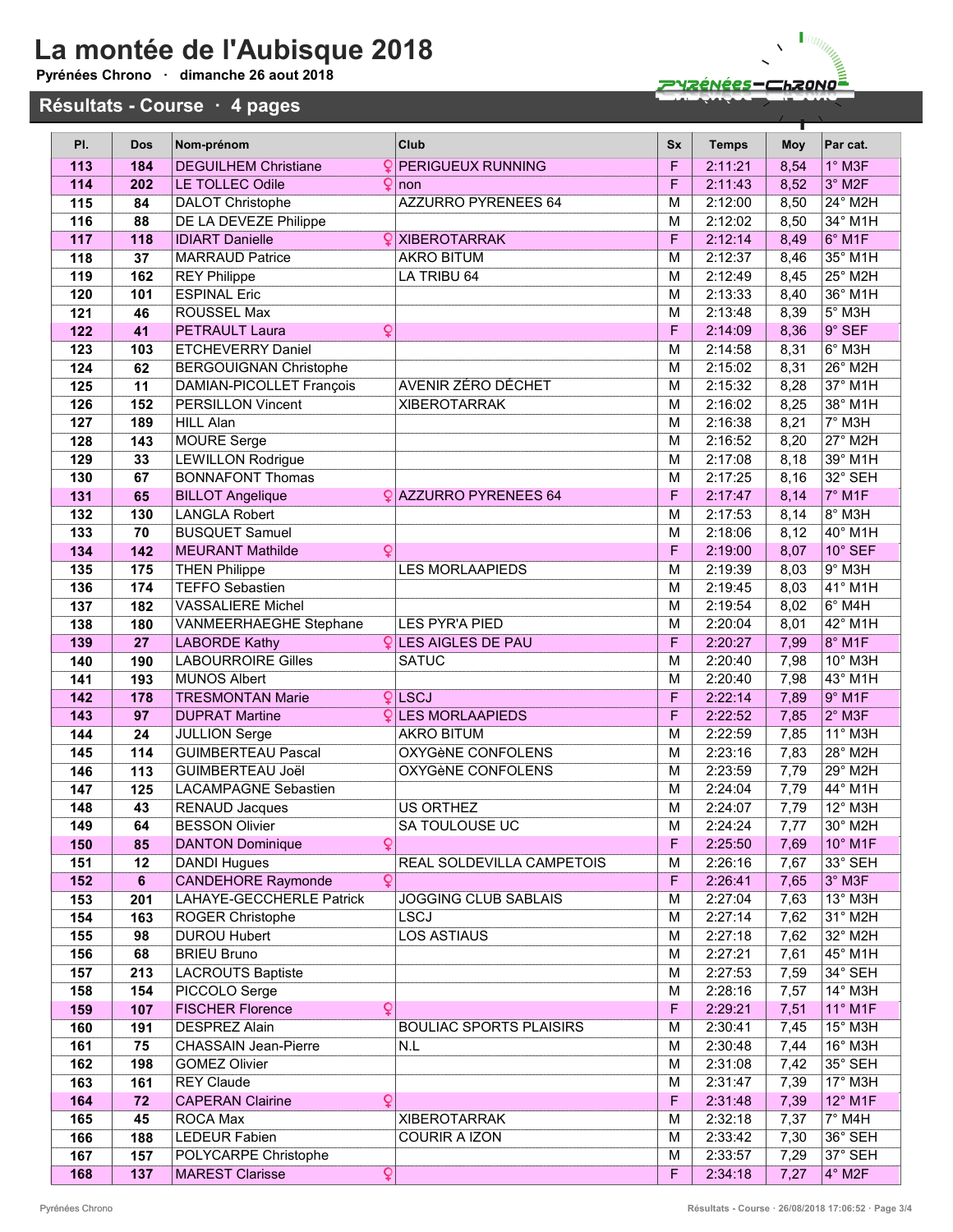# La montée de l'Aubisque 2018

**Pyrénées Chrono · dimanche 26 aout 2018**

## Résultats - Course · 4 pages

| Pl. | Dos | Nom-prénom | Club | Sx | Temps | Moy | Par cat. |
|---|---|---|---|---|---|---|---|
| 113 | 184 | DEGUILHEM Christiane ♀ | PERIGUEUX RUNNING | F | 2:11:21 | 8,54 | 1° M3F |
| 114 | 202 | LE TOLLEC Odile ♀ | non | F | 2:11:43 | 8,52 | 3° M2F |
| 115 | 84 | DALOT Christophe | AZZURRO PYRENEES 64 | M | 2:12:00 | 8,50 | 24° M2H |
| 116 | 88 | DE LA DEVEZE Philippe | | M | 2:12:02 | 8,50 | 34° M1H |
| 117 | 118 | IDIART Danielle ♀ | XIBEROTARRAK | F | 2:12:14 | 8,49 | 6° M1F |
| 118 | 37 | MARRAUD Patrice | AKRO BITUM | M | 2:12:37 | 8,46 | 35° M1H |
| 119 | 162 | REY Philippe | LA TRIBU 64 | M | 2:12:49 | 8,45 | 25° M2H |
| 120 | 101 | ESPINAL Eric | | M | 2:13:33 | 8,40 | 36° M1H |
| 121 | 46 | ROUSSEL Max | | M | 2:13:48 | 8,39 | 5° M3H |
| 122 | 41 | PETRAULT Laura ♀ | | F | 2:14:09 | 8,36 | 9° SEF |
| 123 | 103 | ETCHEVERRY Daniel | | M | 2:14:58 | 8,31 | 6° M3H |
| 124 | 62 | BERGOUIGNAN Christophe | | M | 2:15:02 | 8,31 | 26° M2H |
| 125 | 11 | DAMIAN-PICOLLET François | AVENIR ZÉRO DÉCHET | M | 2:15:32 | 8,28 | 37° M1H |
| 126 | 152 | PERSILLON Vincent | XIBEROTARRAK | M | 2:16:02 | 8,25 | 38° M1H |
| 127 | 189 | HILL Alan | | M | 2:16:38 | 8,21 | 7° M3H |
| 128 | 143 | MOURE Serge | | M | 2:16:52 | 8,20 | 27° M2H |
| 129 | 33 | LEWILLON Rodrigue | | M | 2:17:08 | 8,18 | 39° M1H |
| 130 | 67 | BONNAFONT Thomas | | M | 2:17:25 | 8,16 | 32° SEH |
| 131 | 65 | BILLOT Angelique ♀ | AZZURRO PYRENEES 64 | F | 2:17:47 | 8,14 | 7° M1F |
| 132 | 130 | LANGLA Robert | | M | 2:17:53 | 8,14 | 8° M3H |
| 133 | 70 | BUSQUET Samuel | | M | 2:18:06 | 8,12 | 40° M1H |
| 134 | 142 | MEURANT Mathilde ♀ | | F | 2:19:00 | 8,07 | 10° SEF |
| 135 | 175 | THEN Philippe | LES MORLAAPIEDS | M | 2:19:39 | 8,03 | 9° M3H |
| 136 | 174 | TEFFO Sebastien | | M | 2:19:45 | 8,03 | 41° M1H |
| 137 | 182 | VASSALIERE Michel | | M | 2:19:54 | 8,02 | 6° M4H |
| 138 | 180 | VANMEERHAEGHE Stephane | LES PYR'A PIED | M | 2:20:04 | 8,01 | 42° M1H |
| 139 | 27 | LABORDE Kathy ♀ | LES AIGLES DE PAU | F | 2:20:27 | 7,99 | 8° M1F |
| 140 | 190 | LABOURROIRE Gilles | SATUC | M | 2:20:40 | 7,98 | 10° M3H |
| 141 | 193 | MUNOS Albert | | M | 2:20:40 | 7,98 | 43° M1H |
| 142 | 178 | TRESMONTAN Marie ♀ | LSCJ | F | 2:22:14 | 7,89 | 9° M1F |
| 143 | 97 | DUPRAT Martine ♀ | LES MORLAAPIEDS | F | 2:22:52 | 7,85 | 2° M3F |
| 144 | 24 | JULLION Serge | AKRO BITUM | M | 2:22:59 | 7,85 | 11° M3H |
| 145 | 114 | GUIMBERTEAU Pascal | OXYGèNE CONFOLENS | M | 2:23:16 | 7,83 | 28° M2H |
| 146 | 113 | GUIMBERTEAU Joël | OXYGèNE CONFOLENS | M | 2:23:59 | 7,79 | 29° M2H |
| 147 | 125 | LACAMPAGNE Sebastien | | M | 2:24:04 | 7,79 | 44° M1H |
| 148 | 43 | RENAUD Jacques | US ORTHEZ | M | 2:24:07 | 7,79 | 12° M3H |
| 149 | 64 | BESSON Olivier | SA TOULOUSE UC | M | 2:24:24 | 7,77 | 30° M2H |
| 150 | 85 | DANTON Dominique ♀ | | F | 2:25:50 | 7,69 | 10° M1F |
| 151 | 12 | DANDI Hugues | REAL SOLDEVILLA CAMPETOIS | M | 2:26:16 | 7,67 | 33° SEH |
| 152 | 6 | CANDEHORE Raymonde ♀ | | F | 2:26:41 | 7,65 | 3° M3F |
| 153 | 201 | LAHAYE-GECCHERLE Patrick | JOGGING CLUB SABLAIS | M | 2:27:04 | 7,63 | 13° M3H |
| 154 | 163 | ROGER Christophe | LSCJ | M | 2:27:14 | 7,62 | 31° M2H |
| 155 | 98 | DUROU Hubert | LOS ASTIAUS | M | 2:27:18 | 7,62 | 32° M2H |
| 156 | 68 | BRIEU Bruno | | M | 2:27:21 | 7,61 | 45° M1H |
| 157 | 213 | LACROUTS Baptiste | | M | 2:27:53 | 7,59 | 34° SEH |
| 158 | 154 | PICCOLO Serge | | M | 2:28:16 | 7,57 | 14° M3H |
| 159 | 107 | FISCHER Florence ♀ | | F | 2:29:21 | 7,51 | 11° M1F |
| 160 | 191 | DESPREZ Alain | BOULIAC SPORTS PLAISIRS | M | 2:30:41 | 7,45 | 15° M3H |
| 161 | 75 | CHASSAIN Jean-Pierre | N.L | M | 2:30:48 | 7,44 | 16° M3H |
| 162 | 198 | GOMEZ Olivier | | M | 2:31:08 | 7,42 | 35° SEH |
| 163 | 161 | REY Claude | | M | 2:31:47 | 7,39 | 17° M3H |
| 164 | 72 | CAPERAN Clairine ♀ | | F | 2:31:48 | 7,39 | 12° M1F |
| 165 | 45 | ROCA Max | XIBEROTARRAK | M | 2:32:18 | 7,37 | 7° M4H |
| 166 | 188 | LEDEUR Fabien | COURIR A IZON | M | 2:33:42 | 7,30 | 36° SEH |
| 167 | 157 | POLYCARPE Christophe | | M | 2:33:57 | 7,29 | 37° SEH |
| 168 | 137 | MAREST Clarisse ♀ | | F | 2:34:18 | 7,27 | 4° M2F |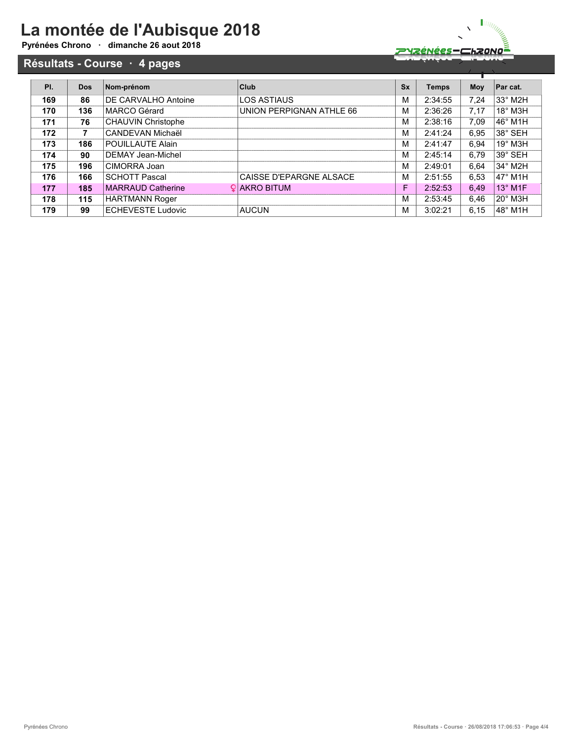# La montée de l'Aubisque 2018

**Pyrénées Chrono · dimanche 26 aout 2018**

## Résultats - Course · 4 pages

| Pl. | Dos | Nom-prénom | Club | Sx | Temps | Moy | Par cat. |
|---|---|---|---|---|---|---|---|
| 169 | 86 | DE CARVALHO Antoine | LOS ASTIAUS | M | 2:34:55 | 7,24 | 33° M2H |
| 170 | 136 | MARCO Gérard | UNION PERPIGNAN ATHLE 66 | M | 2:36:26 | 7,17 | 18° M3H |
| 171 | 76 | CHAUVIN Christophe | | M | 2:38:16 | 7,09 | 46° M1H |
| 172 | 7 | CANDEVAN Michaël | | M | 2:41:24 | 6,95 | 38° SEH |
| 173 | 186 | POUILLAUTE Alain | | M | 2:41:47 | 6,94 | 19° M3H |
| 174 | 90 | DEMAY Jean-Michel | | M | 2:45:14 | 6,79 | 39° SEH |
| 175 | 196 | CIMORRA Joan | | M | 2:49:01 | 6,64 | 34° M2H |
| 176 | 166 | SCHOTT Pascal | CAISSE D'EPARGNE ALSACE | M | 2:51:55 | 6,53 | 47° M1H |
| 177 | 185 | MARRAUD Catherine ♀ | AKRO BITUM | F | 2:52:53 | 6,49 | 13° M1F |
| 178 | 115 | HARTMANN Roger | | M | 2:53:45 | 6,46 | 20° M3H |
| 179 | 99 | ECHEVESTE Ludovic | AUCUN | M | 3:02:21 | 6,15 | 48° M1H |